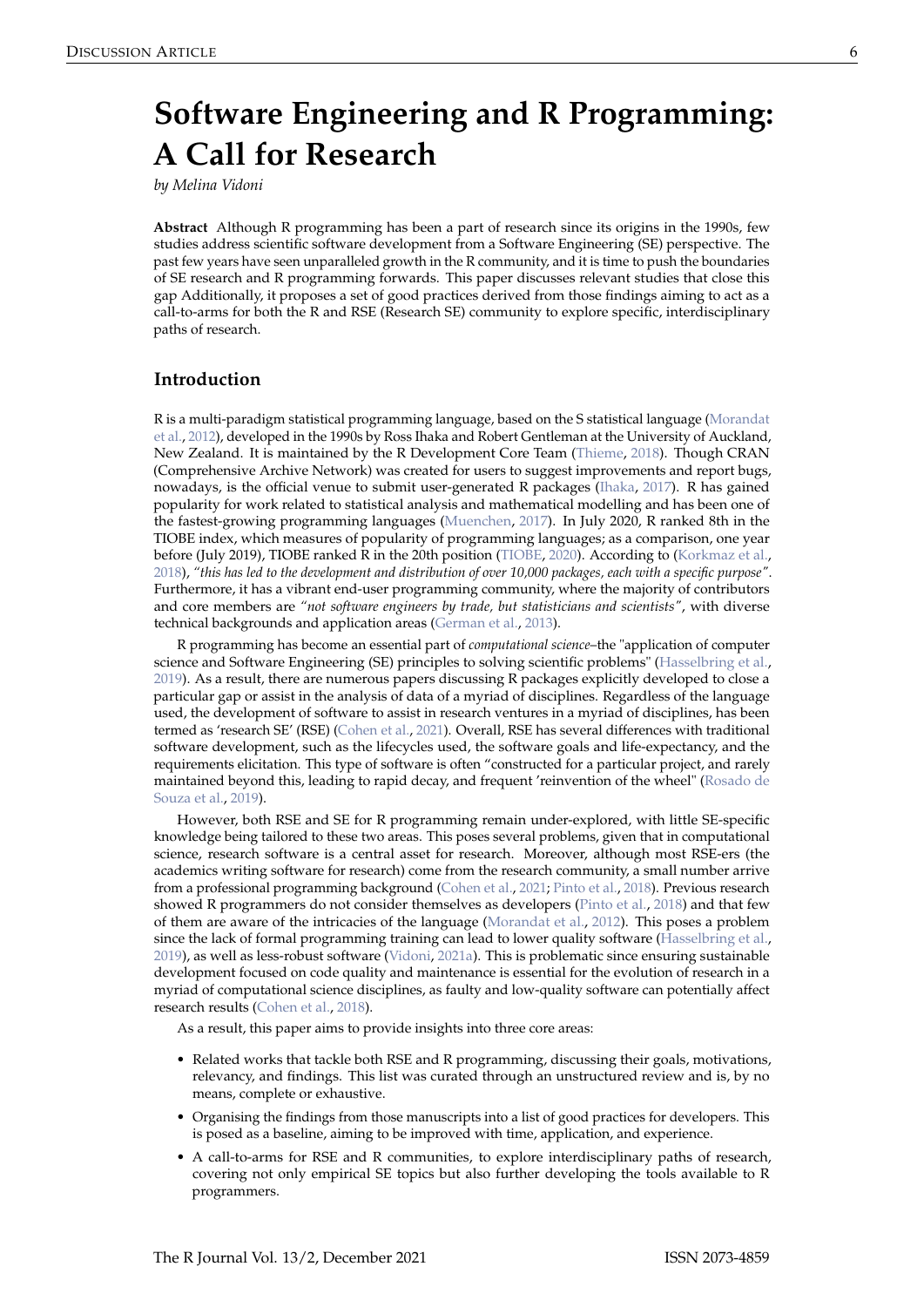# Software Engineering and R Programming: A Call for Research

*by Melina Vidoni*

**Abstract** Although R programming has been a part of research since its origins in the 1990s, few studies address scientific software development from a Software Engineering (SE) perspective. The past few years have seen unparalleled growth in the R community, and it is time to push the boundaries of SE research and R programming forwards. This paper discusses relevant studies that close this gap Additionally, it proposes a set of good practices derived from those findings aiming to act as a call-to-arms for both the R and RSE (Research SE) community to explore specific, interdisciplinary paths of research.

## Introduction

R is a multi-paradigm statistical programming language, based on the S statistical language (Morandat et al., 2012), developed in the 1990s by Ross Ihaka and Robert Gentleman at the University of Auckland, New Zealand. It is maintained by the R Development Core Team (Thieme, 2018). Though CRAN (Comprehensive Archive Network) was created for users to suggest improvements and report bugs, nowadays, is the official venue to submit user-generated R packages (Ihaka, 2017). R has gained popularity for work related to statistical analysis and mathematical modelling and has been one of the fastest-growing programming languages (Muenchen, 2017). In July 2020, R ranked 8th in the TIOBE index, which measures of popularity of programming languages; as a comparison, one year before (July 2019), TIOBE ranked R in the 20th position (TIOBE, 2020). According to (Korkmaz et al., 2018), *"this has led to the development and distribution of over 10,000 packages, each with a specific purpose"*. Furthermore, it has a vibrant end-user programming community, where the majority of contributors and core members are *"not software engineers by trade, but statisticians and scientists"*, with diverse technical backgrounds and application areas (German et al., 2013).

R programming has become an essential part of *computational science*–the "application of computer science and Software Engineering (SE) principles to solving scientific problems" (Hasselbring et al., 2019). As a result, there are numerous papers discussing R packages explicitly developed to close a particular gap or assist in the analysis of data of a myriad of disciplines. Regardless of the language used, the development of software to assist in research ventures in a myriad of disciplines, has been termed as 'research SE' (RSE) (Cohen et al., 2021). Overall, RSE has several differences with traditional software development, such as the lifecycles used, the software goals and life-expectancy, and the requirements elicitation. This type of software is often "constructed for a particular project, and rarely maintained beyond this, leading to rapid decay, and frequent 'reinvention of the wheel" (Rosado de Souza et al., 2019).

However, both RSE and SE for R programming remain under-explored, with little SE-specific knowledge being tailored to these two areas. This poses several problems, given that in computational science, research software is a central asset for research. Moreover, although most RSE-ers (the academics writing software for research) come from the research community, a small number arrive from a professional programming background (Cohen et al., 2021; Pinto et al., 2018). Previous research showed R programmers do not consider themselves as developers (Pinto et al., 2018) and that few of them are aware of the intricacies of the language (Morandat et al., 2012). This poses a problem since the lack of formal programming training can lead to lower quality software (Hasselbring et al., 2019), as well as less-robust software (Vidoni, 2021a). This is problematic since ensuring sustainable development focused on code quality and maintenance is essential for the evolution of research in a myriad of computational science disciplines, as faulty and low-quality software can potentially affect research results (Cohen et al., 2018).

As a result, this paper aims to provide insights into three core areas:

- Related works that tackle both RSE and R programming, discussing their goals, motivations, relevancy, and findings. This list was curated through an unstructured review and is, by no means, complete or exhaustive.
- Organising the findings from those manuscripts into a list of good practices for developers. This is posed as a baseline, aiming to be improved with time, application, and experience.
- A call-to-arms for RSE and R communities, to explore interdisciplinary paths of research, covering not only empirical SE topics but also further developing the tools available to R programmers.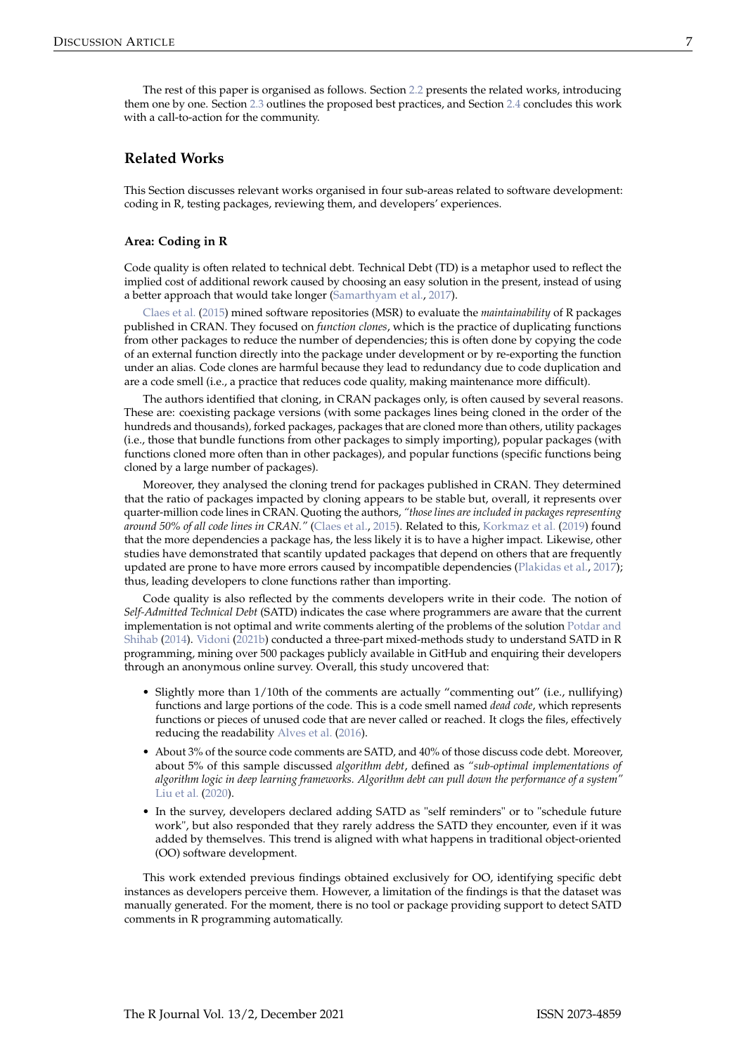The rest of this paper is organised as follows. Section 2.2 presents the related works, introducing them one by one. Section 2.3 outlines the proposed best practices, and Section 2.4 concludes this work with a call-to-action for the community.

## Related Works

This Section discusses relevant works organised in four sub-areas related to software development: coding in R, testing packages, reviewing them, and developers' experiences.

### Area: Coding in R

Code quality is often related to technical debt. Technical Debt (TD) is a metaphor used to reflect the implied cost of additional rework caused by choosing an easy solution in the present, instead of using a better approach that would take longer (Samarthyam et al., 2017).

Claes et al. (2015) mined software repositories (MSR) to evaluate the *maintainability* of R packages published in CRAN. They focused on *function clones*, which is the practice of duplicating functions from other packages to reduce the number of dependencies; this is often done by copying the code of an external function directly into the package under development or by re-exporting the function under an alias. Code clones are harmful because they lead to redundancy due to code duplication and are a code smell (i.e., a practice that reduces code quality, making maintenance more difficult).

The authors identified that cloning, in CRAN packages only, is often caused by several reasons. These are: coexisting package versions (with some packages lines being cloned in the order of the hundreds and thousands), forked packages, packages that are cloned more than others, utility packages (i.e., those that bundle functions from other packages to simply importing), popular packages (with functions cloned more often than in other packages), and popular functions (specific functions being cloned by a large number of packages).

Moreover, they analysed the cloning trend for packages published in CRAN. They determined that the ratio of packages impacted by cloning appears to be stable but, overall, it represents over quarter-million code lines in CRAN. Quoting the authors, *"those lines are included in packages representing around 50% of all code lines in CRAN."* (Claes et al., 2015). Related to this, Korkmaz et al. (2019) found that the more dependencies a package has, the less likely it is to have a higher impact. Likewise, other studies have demonstrated that scantily updated packages that depend on others that are frequently updated are prone to have more errors caused by incompatible dependencies (Plakidas et al., 2017); thus, leading developers to clone functions rather than importing.

Code quality is also reflected by the comments developers write in their code. The notion of *Self-Admitted Technical Debt* (SATD) indicates the case where programmers are aware that the current implementation is not optimal and write comments alerting of the problems of the solution Potdar and Shihab (2014). Vidoni (2021b) conducted a three-part mixed-methods study to understand SATD in R programming, mining over 500 packages publicly available in GitHub and enquiring their developers through an anonymous online survey. Overall, this study uncovered that:

- Slightly more than 1/10th of the comments are actually "commenting out" (i.e., nullifying) functions and large portions of the code. This is a code smell named *dead code*, which represents functions or pieces of unused code that are never called or reached. It clogs the files, effectively reducing the readability Alves et al. (2016).
- About 3% of the source code comments are SATD, and 40% of those discuss code debt. Moreover, about 5% of this sample discussed *algorithm debt*, defined as *"sub-optimal implementations of algorithm logic in deep learning frameworks. Algorithm debt can pull down the performance of a system"* Liu et al. (2020).
- In the survey, developers declared adding SATD as "self reminders" or to "schedule future work", but also responded that they rarely address the SATD they encounter, even if it was added by themselves. This trend is aligned with what happens in traditional object-oriented (OO) software development.

This work extended previous findings obtained exclusively for OO, identifying specific debt instances as developers perceive them. However, a limitation of the findings is that the dataset was manually generated. For the moment, there is no tool or package providing support to detect SATD comments in R programming automatically.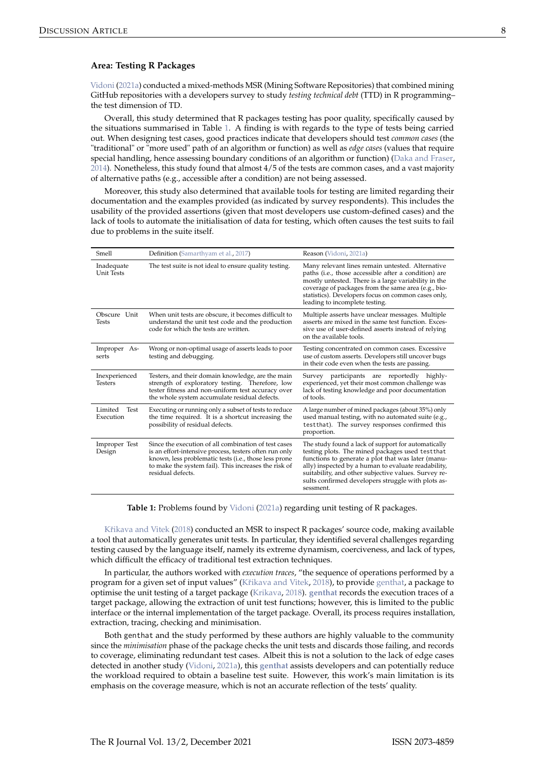### Area: Testing R Packages

Vidoni (2021a) conducted a mixed-methods MSR (Mining Software Repositories) that combined mining GitHub repositories with a developers survey to study *testing technical debt* (TTD) in R programming– the test dimension of TD.

Overall, this study determined that R packages testing has poor quality, specifically caused by the situations summarised in Table 1. A finding is with regards to the type of tests being carried out. When designing test cases, good practices indicate that developers should test *common cases* (the "traditional" or "more used" path of an algorithm or function) as well as *edge cases* (values that require special handling, hence assessing boundary conditions of an algorithm or function) (Daka and Fraser, 2014). Nonetheless, this study found that almost 4/5 of the tests are common cases, and a vast majority of alternative paths (e.g., accessible after a condition) are not being assessed.

Moreover, this study also determined that available tools for testing are limited regarding their documentation and the examples provided (as indicated by survey respondents). This includes the usability of the provided assertions (given that most developers use custom-defined cases) and the lack of tools to automate the initialisation of data for testing, which often causes the test suits to fail due to problems in the suite itself.

| Smell | Definition (Samarthyam et al., 2017) | Reason (Vidoni, 2021a) |
|---|---|---|
| Inadequate Unit Tests | The test suite is not ideal to ensure quality testing. | Many relevant lines remain untested. Alternative paths (i.e., those accessible after a condition) are mostly untested. There is a large variability in the coverage of packages from the same area (e.g., biostatistics). Developers focus on common cases only, leading to incomplete testing. |
| Obscure Unit Tests | When unit tests are obscure, it becomes difficult to understand the unit test code and the production code for which the tests are written. | Multiple asserts have unclear messages. Multiple asserts are mixed in the same test function. Excessive use of user-defined asserts instead of relying on the available tools. |
| Improper Asserts | Wrong or non-optimal usage of asserts leads to poor testing and debugging. | Testing concentrated on common cases. Excessive use of custom asserts. Developers still uncover bugs in their code even when the tests are passing. |
| Inexperienced Testers | Testers, and their domain knowledge, are the main strength of exploratory testing. Therefore, low tester fitness and non-uniform test accuracy over the whole system accumulate residual defects. | Survey participants are reportedly highly-experienced, yet their most common challenge was lack of testing knowledge and poor documentation of tools. |
| Limited Test Execution | Executing or running only a subset of tests to reduce the time required. It is a shortcut increasing the possibility of residual defects. | A large number of mined packages (about 35%) only used manual testing, with no automated suite (e.g., `testthat`). The survey responses confirmed this proportion. |
| Improper Test Design | Since the execution of all combination of test cases is an effort-intensive process, testers often run only known, less problematic tests (i.e., those less prone to make the system fail). This increases the risk of residual defects. | The study found a lack of support for automatically testing plots. The mined packages used `testthat` functions to generate a plot that was later (manually) inspected by a human to evaluate readability, suitability, and other subjective values. Survey results confirmed developers struggle with plots assessment. |

**Table 1:** Problems found by Vidoni (2021a) regarding unit testing of R packages.

Křikava and Vitek (2018) conducted an MSR to inspect R packages' source code, making available a tool that automatically generates unit tests. In particular, they identified several challenges regarding testing caused by the language itself, namely its extreme dynamism, coerciveness, and lack of types, which difficult the efficacy of traditional test extraction techniques.

In particular, the authors worked with *execution traces*, "the sequence of operations performed by a program for a given set of input values" (Křikava and Vitek, 2018), to provide genthat, a package to optimise the unit testing of a target package (Krikava, 2018). **genthat** records the execution traces of a target package, allowing the extraction of unit test functions; however, this is limited to the public interface or the internal implementation of the target package. Overall, its process requires installation, extraction, tracing, checking and minimisation.

Both `genthat` and the study performed by these authors are highly valuable to the community since the *minimisation* phase of the package checks the unit tests and discards those failing, and records to coverage, eliminating redundant test cases. Albeit this is not a solution to the lack of edge cases detected in another study (Vidoni, 2021a), this **genthat** assists developers and can potentially reduce the workload required to obtain a baseline test suite. However, this work's main limitation is its emphasis on the coverage measure, which is not an accurate reflection of the tests' quality.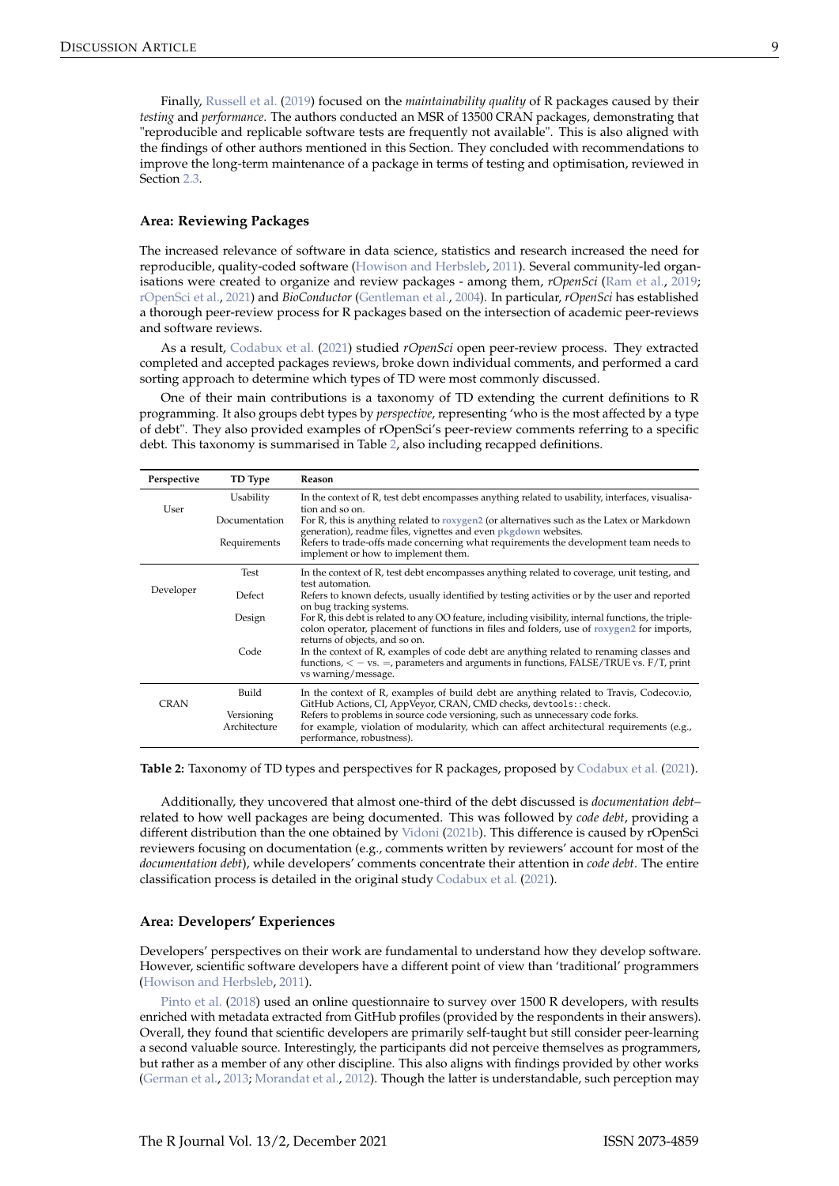Finally, Russell et al. (2019) focused on the *maintainability quality* of R packages caused by their *testing* and *performance*. The authors conducted an MSR of 13500 CRAN packages, demonstrating that "reproducible and replicable software tests are frequently not available". This is also aligned with the findings of other authors mentioned in this Section. They concluded with recommendations to improve the long-term maintenance of a package in terms of testing and optimisation, reviewed in Section 2.3.

### Area: Reviewing Packages

The increased relevance of software in data science, statistics and research increased the need for reproducible, quality-coded software (Howison and Herbsleb, 2011). Several community-led organisations were created to organize and review packages - among them, *rOpenSci* (Ram et al., 2019; rOpenSci et al., 2021) and *BioConductor* (Gentleman et al., 2004). In particular, *rOpenSci* has established a thorough peer-review process for R packages based on the intersection of academic peer-reviews and software reviews.

As a result, Codabux et al. (2021) studied *rOpenSci* open peer-review process. They extracted completed and accepted packages reviews, broke down individual comments, and performed a card sorting approach to determine which types of TD were most commonly discussed.

One of their main contributions is a taxonomy of TD extending the current definitions to R programming. It also groups debt types by *perspective*, representing 'who is the most affected by a type of debt". They also provided examples of rOpenSci's peer-review comments referring to a specific debt. This taxonomy is summarised in Table 2, also including recapped definitions.

| Perspective | TD Type | Reason |
|---|---|---|
| User | Usability | In the context of R, test debt encompasses anything related to usability, interfaces, visualisation and so on. |
| | Documentation | For R, this is anything related to roxygen2 (or alternatives such as the Latex or Markdown generation), readme files, vignettes and even pkgdown websites. |
| | Requirements | Refers to trade-offs made concerning what requirements the development team needs to implement or how to implement them. |
| Developer | Test | In the context of R, test debt encompasses anything related to coverage, unit testing, and test automation. |
| | Defect | Refers to known defects, usually identified by testing activities or by the user and reported on bug tracking systems. |
| | Design | For R, this debt is related to any OO feature, including visibility, internal functions, the triple-colon operator, placement of functions in files and folders, use of roxygen2 for imports, returns of objects, and so on. |
| | Code | In the context of R, examples of code debt are anything related to renaming classes and functions, $<-$ vs. $=$, parameters and arguments in functions, FALSE/TRUE vs. F/T, print vs warning/message. |
| CRAN | Build | In the context of R, examples of build debt are anything related to Travis, Codecov.io, GitHub Actions, CI, AppVeyor, CRAN, CMD checks, `devtools::check`. |
| | Versioning | Refers to problems in source code versioning, such as unnecessary code forks. |
| | Architecture | for example, violation of modularity, which can affect architectural requirements (e.g., performance, robustness). |

**Table 2:** Taxonomy of TD types and perspectives for R packages, proposed by Codabux et al. (2021).

Additionally, they uncovered that almost one-third of the debt discussed is *documentation debt*– related to how well packages are being documented. This was followed by *code debt*, providing a different distribution than the one obtained by Vidoni (2021b). This difference is caused by rOpenSci reviewers focusing on documentation (e.g., comments written by reviewers' account for most of the *documentation debt*), while developers' comments concentrate their attention in *code debt*. The entire classification process is detailed in the original study Codabux et al. (2021).

### Area: Developers' Experiences

Developers' perspectives on their work are fundamental to understand how they develop software. However, scientific software developers have a different point of view than 'traditional' programmers (Howison and Herbsleb, 2011).

Pinto et al. (2018) used an online questionnaire to survey over 1500 R developers, with results enriched with metadata extracted from GitHub profiles (provided by the respondents in their answers). Overall, they found that scientific developers are primarily self-taught but still consider peer-learning a second valuable source. Interestingly, the participants did not perceive themselves as programmers, but rather as a member of any other discipline. This also aligns with findings provided by other works (German et al., 2013; Morandat et al., 2012). Though the latter is understandable, such perception may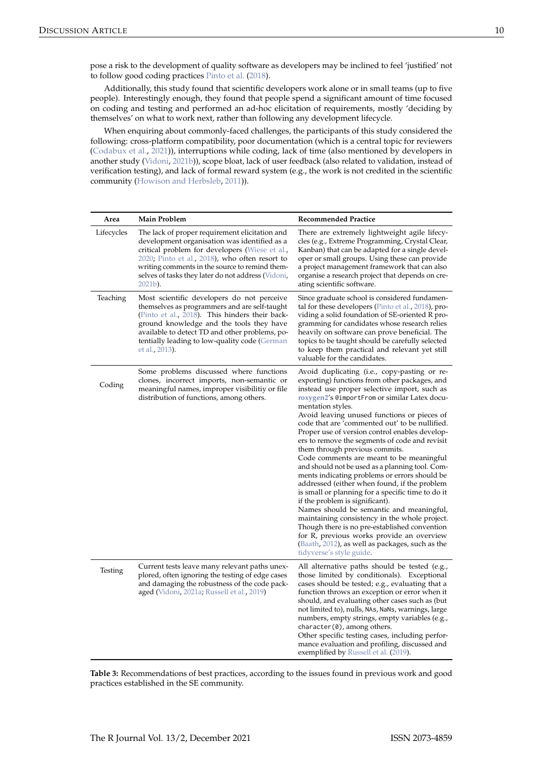pose a risk to the development of quality software as developers may be inclined to feel 'justified' not to follow good coding practices Pinto et al. (2018).

Additionally, this study found that scientific developers work alone or in small teams (up to five people). Interestingly enough, they found that people spend a significant amount of time focused on coding and testing and performed an ad-hoc elicitation of requirements, mostly 'deciding by themselves' on what to work next, rather than following any development lifecycle.

When enquiring about commonly-faced challenges, the participants of this study considered the following: cross-platform compatibility, poor documentation (which is a central topic for reviewers (Codabux et al., 2021)), interruptions while coding, lack of time (also mentioned by developers in another study (Vidoni, 2021b)), scope bloat, lack of user feedback (also related to validation, instead of verification testing), and lack of formal reward system (e.g., the work is not credited in the scientific community (Howison and Herbsleb, 2011)).

| Area | Main Problem | Recommended Practice |
|---|---|---|
| Lifecycles | The lack of proper requirement elicitation and development organisation was identified as a critical problem for developers (Wiese et al., 2020; Pinto et al., 2018), who often resort to writing comments in the source to remind themselves of tasks they later do not address (Vidoni, 2021b). | There are extremely lightweight agile lifecycles (e.g., Extreme Programming, Crystal Clear, Kanban) that can be adapted for a single developer or small groups. Using these can provide a project management framework that can also organise a research project that depends on creating scientific software. |
| Teaching | Most scientific developers do not perceive themselves as programmers and are self-taught (Pinto et al., 2018). This hinders their background knowledge and the tools they have available to detect TD and other problems, potentially leading to low-quality code (German et al., 2013). | Since graduate school is considered fundamental for these developers (Pinto et al., 2018), providing a solid foundation of SE-oriented R programming for candidates whose research relies heavily on software can prove beneficial. The topics to be taught should be carefully selected to keep them practical and relevant yet still valuable for the candidates. |
| Coding | Some problems discussed where functions clones, incorrect imports, non-semantic or meaningful names, improper visibilitiy or file distribution of functions, among others. | Avoid duplicating (i.e., copy-pasting or re-exporting) functions from other packages, and instead use proper selective import, such as **roxygen2**'s `@importFrom` or similar Latex documentation styles.<br>Avoid leaving unused functions or pieces of code that are 'commented out' to be nullified. Proper use of version control enables developers to remove the segments of code and revisit them through previous commits.<br>Code comments are meant to be meaningful and should not be used as a planning tool. Comments indicating problems or errors should be addressed (either when found, if the problem is small or planning for a specific time to do it if the problem is significant).<br>Names should be semantic and meaningful, maintaining consistency in the whole project. Though there is no pre-established convention for R, previous works provide an overview (Baath, 2012), as well as packages, such as the tidyverse's style guide. |
| Testing | Current tests leave many relevant paths unexplored, often ignoring the testing of edge cases and damaging the robustness of the code packaged (Vidoni, 2021a; Russell et al., 2019) | All alternative paths should be tested (e.g., those limited by conditionals). Exceptional cases should be tested; e.g., evaluating that a function throws an exception or error when it should, and evaluating other cases such as (but not limited to), nulls, `NA`s, `NaN`s, warnings, large numbers, empty strings, empty variables (e.g., `character(0)`, among others.<br>Other specific testing cases, including performance evaluation and profiling, discussed and exemplified by Russell et al. (2019). |

**Table 3:** Recommendations of best practices, according to the issues found in previous work and good practices established in the SE community.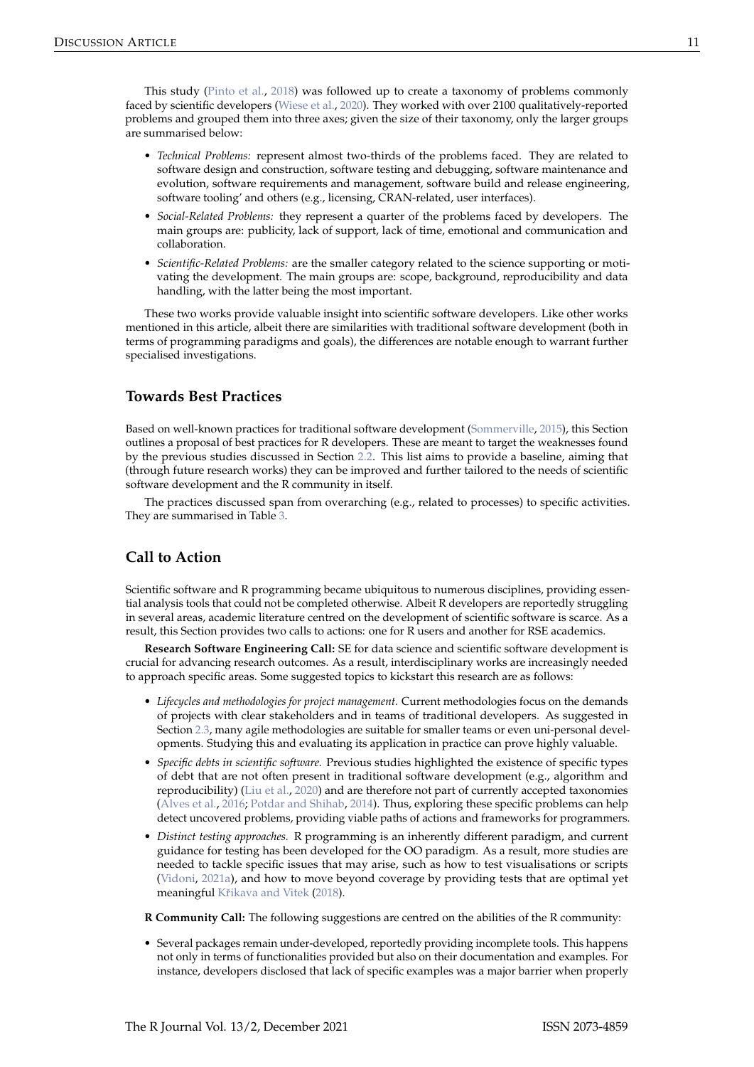This study (Pinto et al., 2018) was followed up to create a taxonomy of problems commonly faced by scientific developers (Wiese et al., 2020). They worked with over 2100 qualitatively-reported problems and grouped them into three axes; given the size of their taxonomy, only the larger groups are summarised below:

- *Technical Problems:* represent almost two-thirds of the problems faced. They are related to software design and construction, software testing and debugging, software maintenance and evolution, software requirements and management, software build and release engineering, software tooling' and others (e.g., licensing, CRAN-related, user interfaces).
- *Social-Related Problems:* they represent a quarter of the problems faced by developers. The main groups are: publicity, lack of support, lack of time, emotional and communication and collaboration.
- *Scientific-Related Problems:* are the smaller category related to the science supporting or motivating the development. The main groups are: scope, background, reproducibility and data handling, with the latter being the most important.

These two works provide valuable insight into scientific software developers. Like other works mentioned in this article, albeit there are similarities with traditional software development (both in terms of programming paradigms and goals), the differences are notable enough to warrant further specialised investigations.

## Towards Best Practices

Based on well-known practices for traditional software development (Sommerville, 2015), this Section outlines a proposal of best practices for R developers. These are meant to target the weaknesses found by the previous studies discussed in Section 2.2. This list aims to provide a baseline, aiming that (through future research works) they can be improved and further tailored to the needs of scientific software development and the R community in itself.

The practices discussed span from overarching (e.g., related to processes) to specific activities. They are summarised in Table 3.

## Call to Action

Scientific software and R programming became ubiquitous to numerous disciplines, providing essential analysis tools that could not be completed otherwise. Albeit R developers are reportedly struggling in several areas, academic literature centred on the development of scientific software is scarce. As a result, this Section provides two calls to actions: one for R users and another for RSE academics.

**Research Software Engineering Call:** SE for data science and scientific software development is crucial for advancing research outcomes. As a result, interdisciplinary works are increasingly needed to approach specific areas. Some suggested topics to kickstart this research are as follows:

- *Lifecycles and methodologies for project management.* Current methodologies focus on the demands of projects with clear stakeholders and in teams of traditional developers. As suggested in Section 2.3, many agile methodologies are suitable for smaller teams or even uni-personal developments. Studying this and evaluating its application in practice can prove highly valuable.
- *Specific debts in scientific software.* Previous studies highlighted the existence of specific types of debt that are not often present in traditional software development (e.g., algorithm and reproducibility) (Liu et al., 2020) and are therefore not part of currently accepted taxonomies (Alves et al., 2016; Potdar and Shihab, 2014). Thus, exploring these specific problems can help detect uncovered problems, providing viable paths of actions and frameworks for programmers.
- *Distinct testing approaches.* R programming is an inherently different paradigm, and current guidance for testing has been developed for the OO paradigm. As a result, more studies are needed to tackle specific issues that may arise, such as how to test visualisations or scripts (Vidoni, 2021a), and how to move beyond coverage by providing tests that are optimal yet meaningful Křikava and Vitek (2018).

**R Community Call:** The following suggestions are centred on the abilities of the R community:

- Several packages remain under-developed, reportedly providing incomplete tools. This happens not only in terms of functionalities provided but also on their documentation and examples. For instance, developers disclosed that lack of specific examples was a major barrier when properly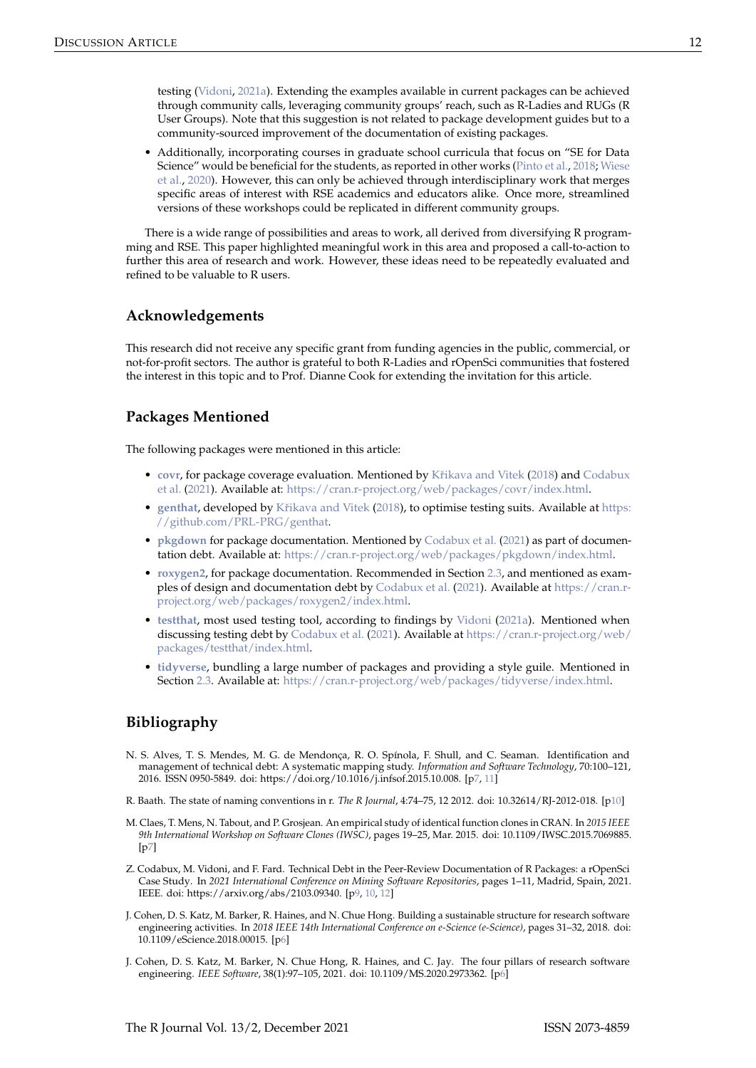testing (Vidoni, 2021a). Extending the examples available in current packages can be achieved through community calls, leveraging community groups' reach, such as R-Ladies and RUGs (R User Groups). Note that this suggestion is not related to package development guides but to a community-sourced improvement of the documentation of existing packages.

- Additionally, incorporating courses in graduate school curricula that focus on "SE for Data Science" would be beneficial for the students, as reported in other works (Pinto et al., 2018; Wiese et al., 2020). However, this can only be achieved through interdisciplinary work that merges specific areas of interest with RSE academics and educators alike. Once more, streamlined versions of these workshops could be replicated in different community groups.

There is a wide range of possibilities and areas to work, all derived from diversifying R programming and RSE. This paper highlighted meaningful work in this area and proposed a call-to-action to further this area of research and work. However, these ideas need to be repeatedly evaluated and refined to be valuable to R users.

## Acknowledgements

This research did not receive any specific grant from funding agencies in the public, commercial, or not-for-profit sectors. The author is grateful to both R-Ladies and rOpenSci communities that fostered the interest in this topic and to Prof. Dianne Cook for extending the invitation for this article.

## Packages Mentioned

The following packages were mentioned in this article:

- **covr**, for package coverage evaluation. Mentioned by Křikava and Vitek (2018) and Codabux et al. (2021). Available at: https://cran.r-project.org/web/packages/covr/index.html.
- **genthat**, developed by Křikava and Vitek (2018), to optimise testing suits. Available at https://github.com/PRL-PRG/genthat.
- **pkgdown** for package documentation. Mentioned by Codabux et al. (2021) as part of documentation debt. Available at: https://cran.r-project.org/web/packages/pkgdown/index.html.
- **roxygen2**, for package documentation. Recommended in Section 2.3, and mentioned as examples of design and documentation debt by Codabux et al. (2021). Available at https://cran.r-project.org/web/packages/roxygen2/index.html.
- **testthat**, most used testing tool, according to findings by Vidoni (2021a). Mentioned when discussing testing debt by Codabux et al. (2021). Available at https://cran.r-project.org/web/packages/testthat/index.html.
- **tidyverse**, bundling a large number of packages and providing a style guile. Mentioned in Section 2.3. Available at: https://cran.r-project.org/web/packages/tidyverse/index.html.

## Bibliography

N. S. Alves, T. S. Mendes, M. G. de Mendonça, R. O. Spínola, F. Shull, and C. Seaman. Identification and management of technical debt: A systematic mapping study. *Information and Software Technology*, 70:100–121, 2016. ISSN 0950-5849. doi: https://doi.org/10.1016/j.infsof.2015.10.008. [p7, 11]

R. Baath. The state of naming conventions in r. *The R Journal*, 4:74–75, 12 2012. doi: 10.32614/RJ-2012-018. [p10]

M. Claes, T. Mens, N. Tabout, and P. Grosjean. An empirical study of identical function clones in CRAN. In *2015 IEEE 9th International Workshop on Software Clones (IWSC)*, pages 19–25, Mar. 2015. doi: 10.1109/IWSC.2015.7069885. [p7]

Z. Codabux, M. Vidoni, and F. Fard. Technical Debt in the Peer-Review Documentation of R Packages: a rOpenSci Case Study. In *2021 International Conference on Mining Software Repositories*, pages 1–11, Madrid, Spain, 2021. IEEE. doi: https://arxiv.org/abs/2103.09340. [p9, 10, 12]

J. Cohen, D. S. Katz, M. Barker, R. Haines, and N. Chue Hong. Building a sustainable structure for research software engineering activities. In *2018 IEEE 14th International Conference on e-Science (e-Science)*, pages 31–32, 2018. doi: 10.1109/eScience.2018.00015. [p6]

J. Cohen, D. S. Katz, M. Barker, N. Chue Hong, R. Haines, and C. Jay. The four pillars of research software engineering. *IEEE Software*, 38(1):97–105, 2021. doi: 10.1109/MS.2020.2973362. [p6]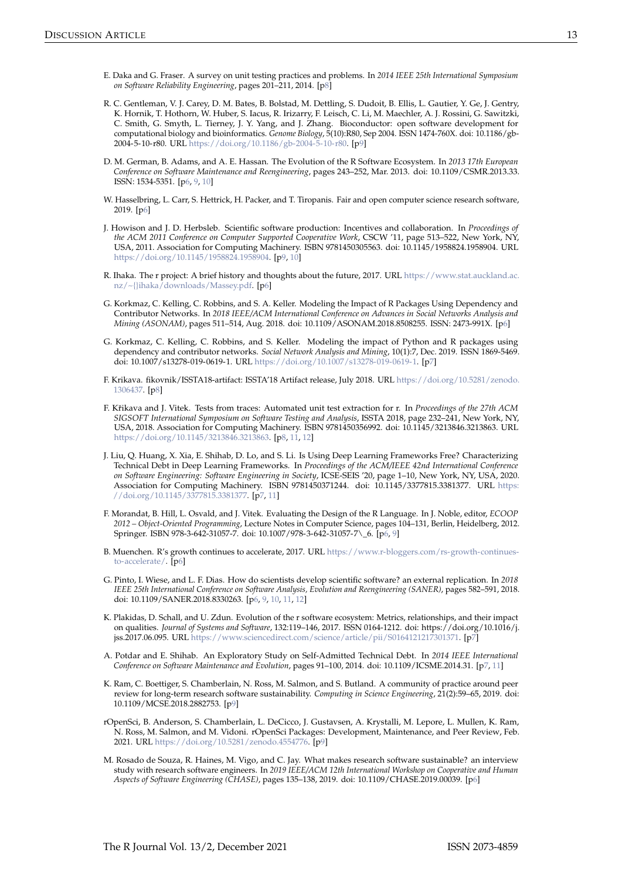E. Daka and G. Fraser. A survey on unit testing practices and problems. In *2014 IEEE 25th International Symposium on Software Reliability Engineering*, pages 201–211, 2014. [p8]

R. C. Gentleman, V. J. Carey, D. M. Bates, B. Bolstad, M. Dettling, S. Dudoit, B. Ellis, L. Gautier, Y. Ge, J. Gentry, K. Hornik, T. Hothorn, W. Huber, S. Iacus, R. Irizarry, F. Leisch, C. Li, M. Maechler, A. J. Rossini, G. Sawitzki, C. Smith, G. Smyth, L. Tierney, J. Y. Yang, and J. Zhang. Bioconductor: open software development for computational biology and bioinformatics. *Genome Biology*, 5(10):R80, Sep 2004. ISSN 1474-760X. doi: 10.1186/gb-2004-5-10-r80. URL https://doi.org/10.1186/gb-2004-5-10-r80. [p9]

D. M. German, B. Adams, and A. E. Hassan. The Evolution of the R Software Ecosystem. In *2013 17th European Conference on Software Maintenance and Reengineering*, pages 243–252, Mar. 2013. doi: 10.1109/CSMR.2013.33. ISSN: 1534-5351. [p6, 9, 10]

W. Hasselbring, L. Carr, S. Hettrick, H. Packer, and T. Tiropanis. Fair and open computer science research software, 2019. [p6]

J. Howison and J. D. Herbsleb. Scientific software production: Incentives and collaboration. In *Proceedings of the ACM 2011 Conference on Computer Supported Cooperative Work*, CSCW '11, page 513–522, New York, NY, USA, 2011. Association for Computing Machinery. ISBN 9781450305563. doi: 10.1145/1958824.1958904. URL https://doi.org/10.1145/1958824.1958904. [p9, 10]

R. Ihaka. The r project: A brief history and thoughts about the future, 2017. URL https://www.stat.auckland.ac.nz/~{}ihaka/downloads/Massey.pdf. [p6]

G. Korkmaz, C. Kelling, C. Robbins, and S. A. Keller. Modeling the Impact of R Packages Using Dependency and Contributor Networks. In *2018 IEEE/ACM International Conference on Advances in Social Networks Analysis and Mining (ASONAM)*, pages 511–514, Aug. 2018. doi: 10.1109/ASONAM.2018.8508255. ISSN: 2473-991X. [p6]

G. Korkmaz, C. Kelling, C. Robbins, and S. Keller. Modeling the impact of Python and R packages using dependency and contributor networks. *Social Network Analysis and Mining*, 10(1):7, Dec. 2019. ISSN 1869-5469. doi: 10.1007/s13278-019-0619-1. URL https://doi.org/10.1007/s13278-019-0619-1. [p7]

F. Krikava. fikovnik/ISSTA18-artifact: ISSTA'18 Artifact release, July 2018. URL https://doi.org/10.5281/zenodo.1306437. [p8]

F. Křikava and J. Vitek. Tests from traces: Automated unit test extraction for r. In *Proceedings of the 27th ACM SIGSOFT International Symposium on Software Testing and Analysis*, ISSTA 2018, page 232–241, New York, NY, USA, 2018. Association for Computing Machinery. ISBN 9781450356992. doi: 10.1145/3213846.3213863. URL https://doi.org/10.1145/3213846.3213863. [p8, 11, 12]

J. Liu, Q. Huang, X. Xia, E. Shihab, D. Lo, and S. Li. Is Using Deep Learning Frameworks Free? Characterizing Technical Debt in Deep Learning Frameworks. In *Proceedings of the ACM/IEEE 42nd International Conference on Software Engineering: Software Engineering in Society*, ICSE-SEIS '20, page 1–10, New York, NY, USA, 2020. Association for Computing Machinery. ISBN 9781450371244. doi: 10.1145/3377815.3381377. URL https://doi.org/10.1145/3377815.3381377. [p7, 11]

F. Morandat, B. Hill, L. Osvald, and J. Vitek. Evaluating the Design of the R Language. In J. Noble, editor, *ECOOP 2012 – Object-Oriented Programming*, Lecture Notes in Computer Science, pages 104–131, Berlin, Heidelberg, 2012. Springer. ISBN 978-3-642-31057-7. doi: 10.1007/978-3-642-31057-7\_6. [p6, 9]

B. Muenchen. R's growth continues to accelerate, 2017. URL https://www.r-bloggers.com/rs-growth-continues-to-accelerate/. [p6]

G. Pinto, I. Wiese, and L. F. Dias. How do scientists develop scientific software? an external replication. In *2018 IEEE 25th International Conference on Software Analysis, Evolution and Reengineering (SANER)*, pages 582–591, 2018. doi: 10.1109/SANER.2018.8330263. [p6, 9, 10, 11, 12]

K. Plakidas, D. Schall, and U. Zdun. Evolution of the r software ecosystem: Metrics, relationships, and their impact on qualities. *Journal of Systems and Software*, 132:119–146, 2017. ISSN 0164-1212. doi: https://doi.org/10.1016/j.jss.2017.06.095. URL https://www.sciencedirect.com/science/article/pii/S0164121217301371. [p7]

A. Potdar and E. Shihab. An Exploratory Study on Self-Admitted Technical Debt. In *2014 IEEE International Conference on Software Maintenance and Evolution*, pages 91–100, 2014. doi: 10.1109/ICSME.2014.31. [p7, 11]

K. Ram, C. Boettiger, S. Chamberlain, N. Ross, M. Salmon, and S. Butland. A community of practice around peer review for long-term research software sustainability. *Computing in Science Engineering*, 21(2):59–65, 2019. doi: 10.1109/MCSE.2018.2882753. [p9]

rOpenSci, B. Anderson, S. Chamberlain, L. DeCicco, J. Gustavsen, A. Krystalli, M. Lepore, L. Mullen, K. Ram, N. Ross, M. Salmon, and M. Vidoni. rOpenSci Packages: Development, Maintenance, and Peer Review, Feb. 2021. URL https://doi.org/10.5281/zenodo.4554776. [p9]

M. Rosado de Souza, R. Haines, M. Vigo, and C. Jay. What makes research software sustainable? an interview study with research software engineers. In *2019 IEEE/ACM 12th International Workshop on Cooperative and Human Aspects of Software Engineering (CHASE)*, pages 135–138, 2019. doi: 10.1109/CHASE.2019.00039. [p6]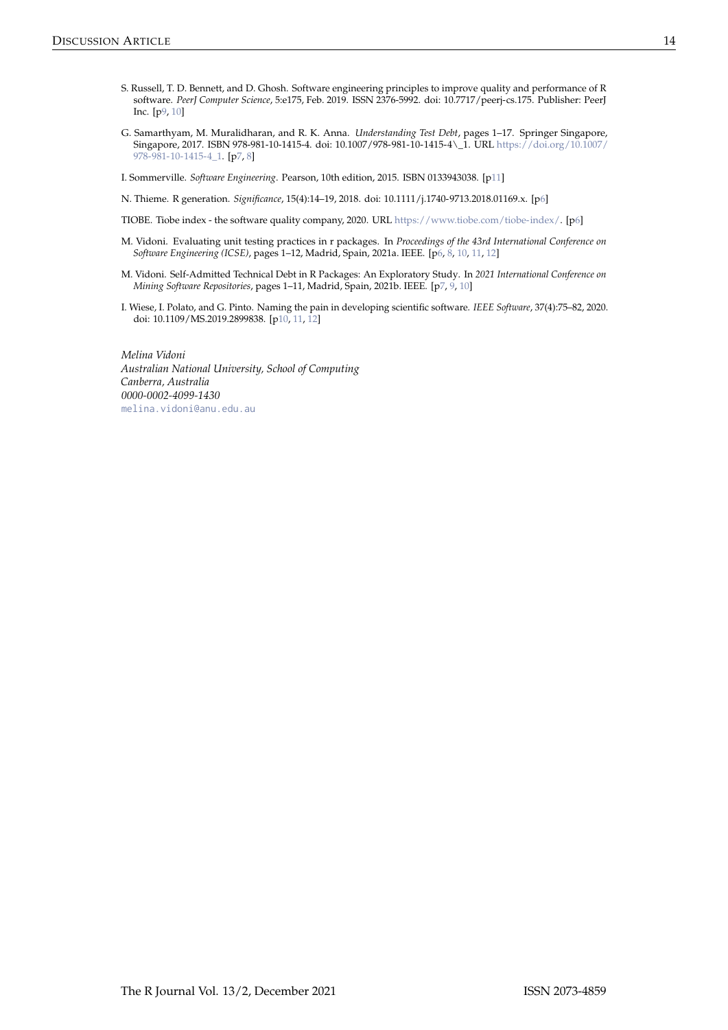S. Russell, T. D. Bennett, and D. Ghosh. Software engineering principles to improve quality and performance of R software. *PeerJ Computer Science*, 5:e175, Feb. 2019. ISSN 2376-5992. doi: 10.7717/peerj-cs.175. Publisher: PeerJ Inc. [p9, 10]

G. Samarthyam, M. Muralidharan, and R. K. Anna. *Understanding Test Debt*, pages 1–17. Springer Singapore, Singapore, 2017. ISBN 978-981-10-1415-4. doi: 10.1007/978-981-10-1415-4\_1. URL https://doi.org/10.1007/978-981-10-1415-4_1. [p7, 8]

I. Sommerville. *Software Engineering*. Pearson, 10th edition, 2015. ISBN 0133943038. [p11]

N. Thieme. R generation. *Significance*, 15(4):14–19, 2018. doi: 10.1111/j.1740-9713.2018.01169.x. [p6]

TIOBE. Tiobe index - the software quality company, 2020. URL https://www.tiobe.com/tiobe-index/. [p6]

M. Vidoni. Evaluating unit testing practices in r packages. In *Proceedings of the 43rd International Conference on Software Engineering (ICSE)*, pages 1–12, Madrid, Spain, 2021a. IEEE. [p6, 8, 10, 11, 12]

M. Vidoni. Self-Admitted Technical Debt in R Packages: An Exploratory Study. In *2021 International Conference on Mining Software Repositories*, pages 1–11, Madrid, Spain, 2021b. IEEE. [p7, 9, 10]

I. Wiese, I. Polato, and G. Pinto. Naming the pain in developing scientific software. *IEEE Software*, 37(4):75–82, 2020. doi: 10.1109/MS.2019.2899838. [p10, 11, 12]

*Melina Vidoni*
*Australian National University, School of Computing*
*Canberra, Australia*
*0000-0002-4099-1430*
melina.vidoni@anu.edu.au